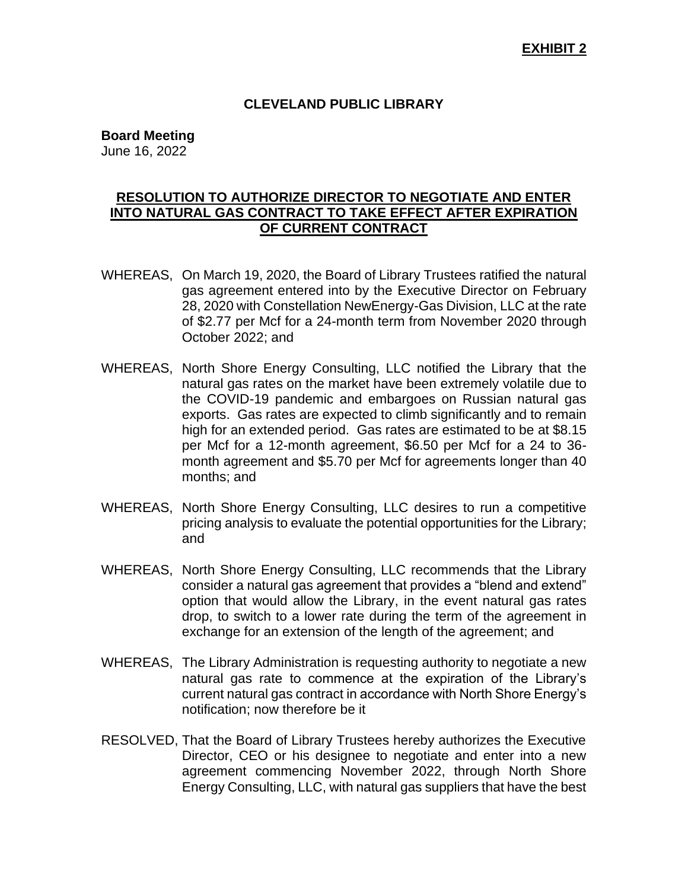**EXHIBIT 2**

**CLEVELAND PUBLIC LIBRARY**

**Board Meeting**
June 16, 2022

**RESOLUTION TO AUTHORIZE DIRECTOR TO NEGOTIATE AND ENTER INTO NATURAL GAS CONTRACT TO TAKE EFFECT AFTER EXPIRATION OF CURRENT CONTRACT**

WHEREAS, On March 19, 2020, the Board of Library Trustees ratified the natural gas agreement entered into by the Executive Director on February 28, 2020 with Constellation NewEnergy-Gas Division, LLC at the rate of $2.77 per Mcf for a 24-month term from November 2020 through October 2022; and

WHEREAS, North Shore Energy Consulting, LLC notified the Library that the natural gas rates on the market have been extremely volatile due to the COVID-19 pandemic and embargoes on Russian natural gas exports. Gas rates are expected to climb significantly and to remain high for an extended period. Gas rates are estimated to be at $8.15 per Mcf for a 12-month agreement, $6.50 per Mcf for a 24 to 36-month agreement and $5.70 per Mcf for agreements longer than 40 months; and

WHEREAS, North Shore Energy Consulting, LLC desires to run a competitive pricing analysis to evaluate the potential opportunities for the Library; and

WHEREAS, North Shore Energy Consulting, LLC recommends that the Library consider a natural gas agreement that provides a "blend and extend" option that would allow the Library, in the event natural gas rates drop, to switch to a lower rate during the term of the agreement in exchange for an extension of the length of the agreement; and

WHEREAS, The Library Administration is requesting authority to negotiate a new natural gas rate to commence at the expiration of the Library's current natural gas contract in accordance with North Shore Energy's notification; now therefore be it

RESOLVED, That the Board of Library Trustees hereby authorizes the Executive Director, CEO or his designee to negotiate and enter into a new agreement commencing November 2022, through North Shore Energy Consulting, LLC, with natural gas suppliers that have the best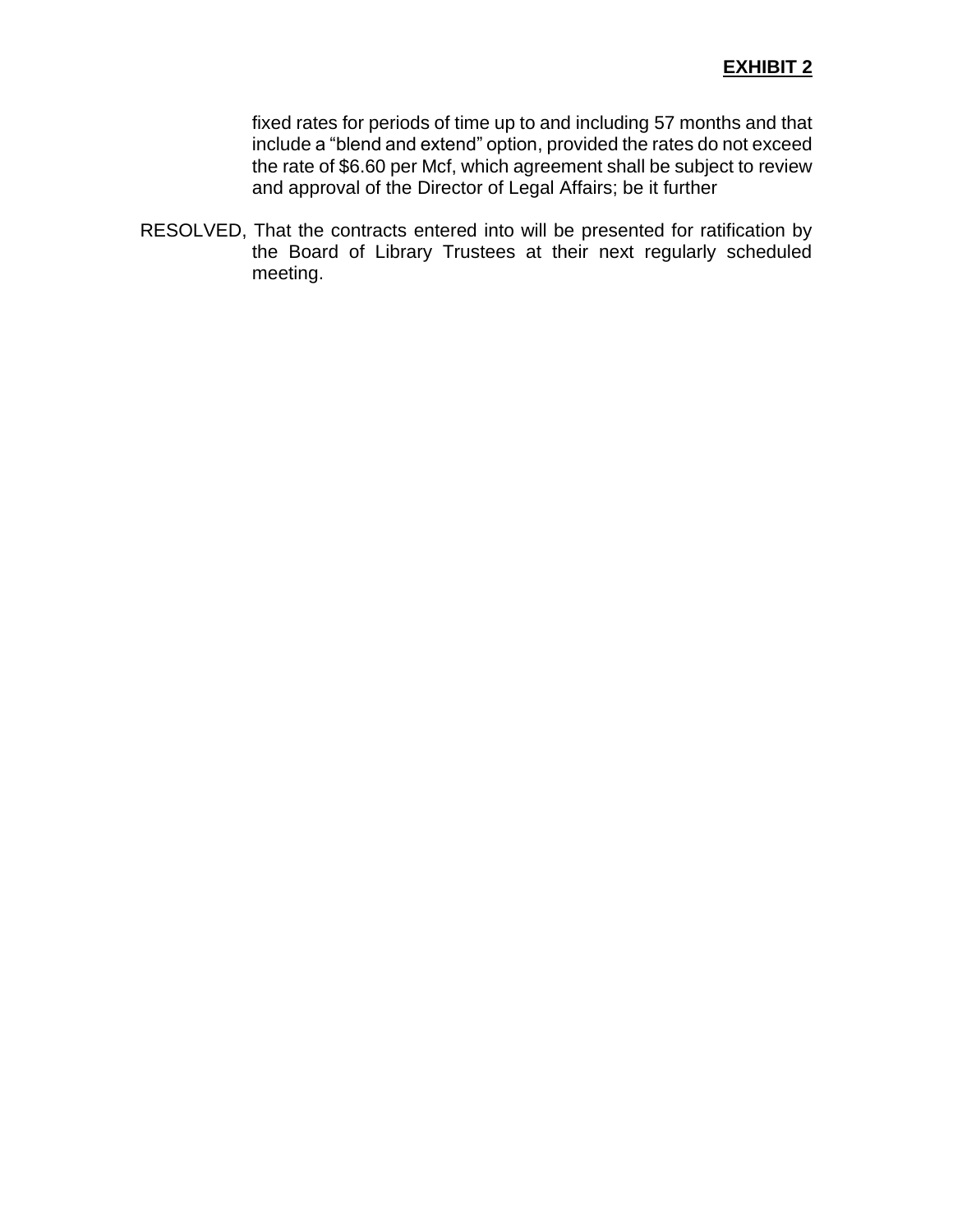**EXHIBIT 2**

fixed rates for periods of time up to and including 57 months and that include a "blend and extend" option, provided the rates do not exceed the rate of $6.60 per Mcf, which agreement shall be subject to review and approval of the Director of Legal Affairs; be it further

RESOLVED, That the contracts entered into will be presented for ratification by the Board of Library Trustees at their next regularly scheduled meeting.